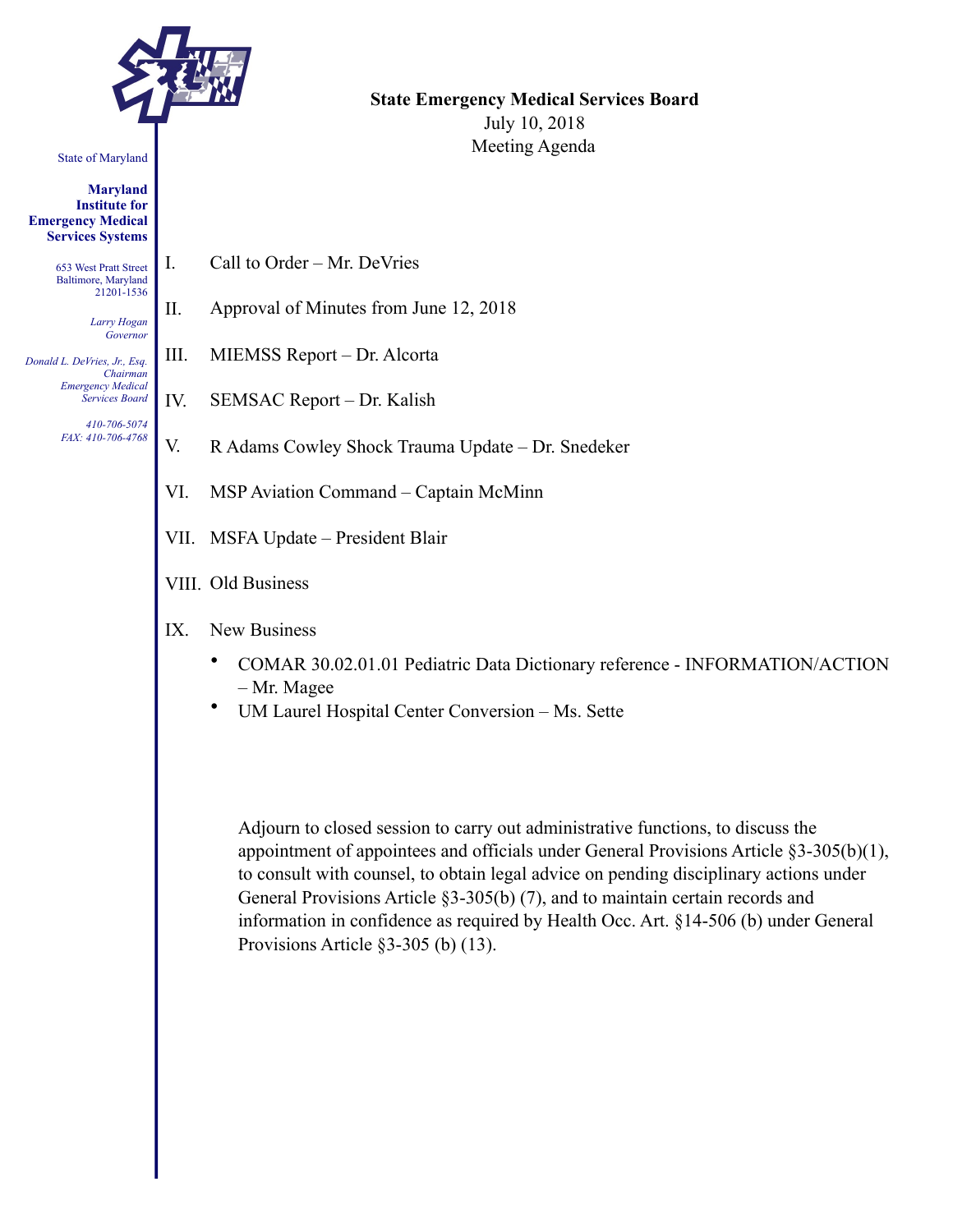State of Maryland

**Maryland Institute for Emergency Medical Services Systems**

653 West Pratt Street
Baltimore, Maryland
21201-1536

*Larry Hogan*
*Governor*

*Donald L. DeVries, Jr., Esq.*
*Chairman*
*Emergency Medical Services Board*

*410-706-5074*
*FAX: 410-706-4768*

**State Emergency Medical Services Board**
July 10, 2018
Meeting Agenda

I. Call to Order – Mr. DeVries

II. Approval of Minutes from June 12, 2018

III. MIEMSS Report – Dr. Alcorta

IV. SEMSAC Report – Dr. Kalish

V. R Adams Cowley Shock Trauma Update – Dr. Snedeker

VI. MSP Aviation Command – Captain McMinn

VII. MSFA Update – President Blair

VIII. Old Business

IX. New Business

- COMAR 30.02.01.01 Pediatric Data Dictionary reference - INFORMATION/ACTION – Mr. Magee
- UM Laurel Hospital Center Conversion – Ms. Sette

Adjourn to closed session to carry out administrative functions, to discuss the appointment of appointees and officials under General Provisions Article §3-305(b)(1), to consult with counsel, to obtain legal advice on pending disciplinary actions under General Provisions Article §3-305(b) (7), and to maintain certain records and information in confidence as required by Health Occ. Art. §14-506 (b) under General Provisions Article §3-305 (b) (13).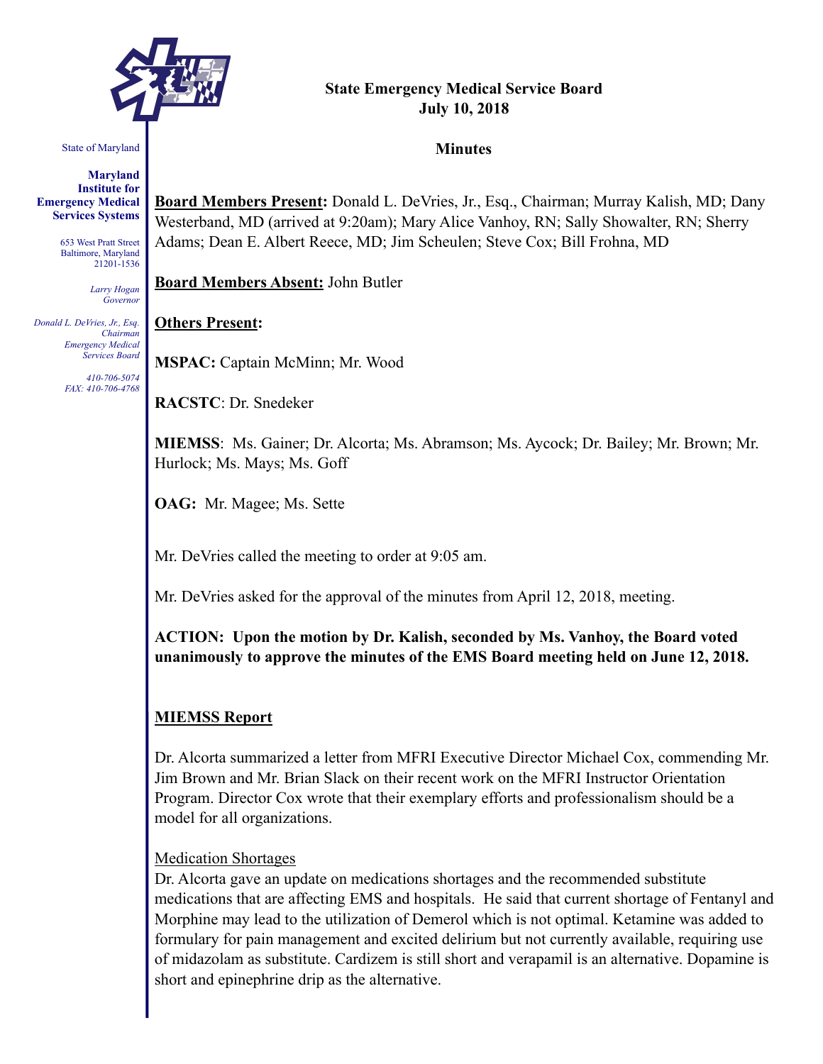**State Emergency Medical Service Board**
**July 10, 2018**

**Minutes**

State of Maryland

**Maryland Institute for Emergency Medical Services Systems**

653 West Pratt Street
Baltimore, Maryland
21201-1536

*Larry Hogan*
*Governor*

*Donald L. DeVries, Jr., Esq.*
*Chairman*
*Emergency Medical Services Board*

*410-706-5074*
*FAX: 410-706-4768*

**Board Members Present:** Donald L. DeVries, Jr., Esq., Chairman; Murray Kalish, MD; Dany Westerband, MD (arrived at 9:20am); Mary Alice Vanhoy, RN; Sally Showalter, RN; Sherry Adams; Dean E. Albert Reece, MD; Jim Scheulen; Steve Cox; Bill Frohna, MD

**Board Members Absent:** John Butler

**Others Present:**

**MSPAC:** Captain McMinn; Mr. Wood

**RACSTC**: Dr. Snedeker

**MIEMSS**: Ms. Gainer; Dr. Alcorta; Ms. Abramson; Ms. Aycock; Dr. Bailey; Mr. Brown; Mr. Hurlock; Ms. Mays; Ms. Goff

**OAG:** Mr. Magee; Ms. Sette

Mr. DeVries called the meeting to order at 9:05 am.

Mr. DeVries asked for the approval of the minutes from April 12, 2018, meeting.

**ACTION: Upon the motion by Dr. Kalish, seconded by Ms. Vanhoy, the Board voted unanimously to approve the minutes of the EMS Board meeting held on June 12, 2018.**

## MIEMSS Report

Dr. Alcorta summarized a letter from MFRI Executive Director Michael Cox, commending Mr. Jim Brown and Mr. Brian Slack on their recent work on the MFRI Instructor Orientation Program. Director Cox wrote that their exemplary efforts and professionalism should be a model for all organizations.

### Medication Shortages

Dr. Alcorta gave an update on medications shortages and the recommended substitute medications that are affecting EMS and hospitals. He said that current shortage of Fentanyl and Morphine may lead to the utilization of Demerol which is not optimal. Ketamine was added to formulary for pain management and excited delirium but not currently available, requiring use of midazolam as substitute. Cardizem is still short and verapamil is an alternative. Dopamine is short and epinephrine drip as the alternative.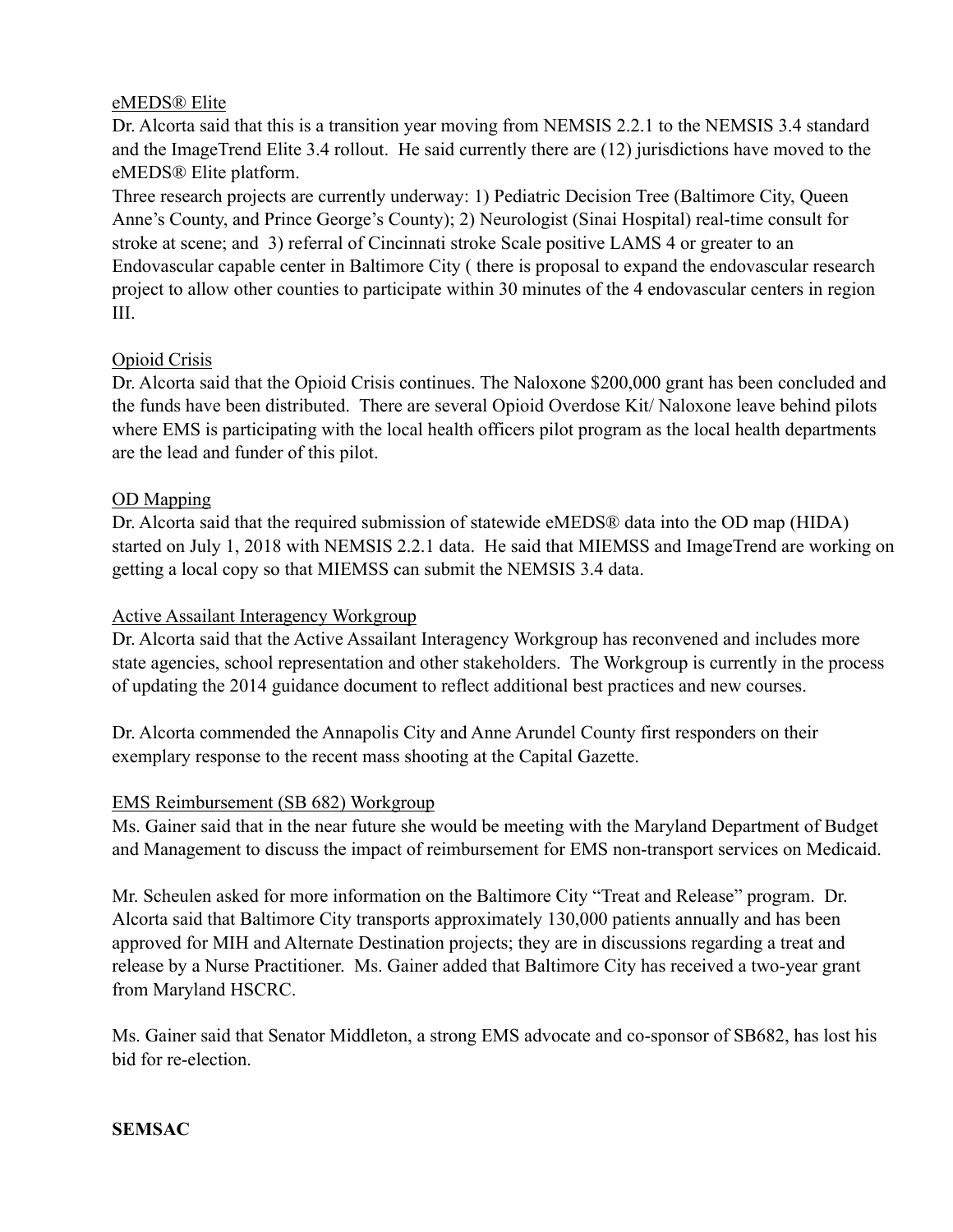eMEDS® Elite

Dr. Alcorta said that this is a transition year moving from NEMSIS 2.2.1 to the NEMSIS 3.4 standard and the ImageTrend Elite 3.4 rollout. He said currently there are (12) jurisdictions have moved to the eMEDS® Elite platform.

Three research projects are currently underway: 1) Pediatric Decision Tree (Baltimore City, Queen Anne's County, and Prince George's County); 2) Neurologist (Sinai Hospital) real-time consult for stroke at scene; and 3) referral of Cincinnati stroke Scale positive LAMS 4 or greater to an Endovascular capable center in Baltimore City ( there is proposal to expand the endovascular research project to allow other counties to participate within 30 minutes of the 4 endovascular centers in region III.

Opioid Crisis

Dr. Alcorta said that the Opioid Crisis continues. The Naloxone $200,000 grant has been concluded and the funds have been distributed. There are several Opioid Overdose Kit/ Naloxone leave behind pilots where EMS is participating with the local health officers pilot program as the local health departments are the lead and funder of this pilot.

OD Mapping

Dr. Alcorta said that the required submission of statewide eMEDS® data into the OD map (HIDA) started on July 1, 2018 with NEMSIS 2.2.1 data. He said that MIEMSS and ImageTrend are working on getting a local copy so that MIEMSS can submit the NEMSIS 3.4 data.

Active Assailant Interagency Workgroup

Dr. Alcorta said that the Active Assailant Interagency Workgroup has reconvened and includes more state agencies, school representation and other stakeholders. The Workgroup is currently in the process of updating the 2014 guidance document to reflect additional best practices and new courses.

Dr. Alcorta commended the Annapolis City and Anne Arundel County first responders on their exemplary response to the recent mass shooting at the Capital Gazette.

EMS Reimbursement (SB 682) Workgroup

Ms. Gainer said that in the near future she would be meeting with the Maryland Department of Budget and Management to discuss the impact of reimbursement for EMS non-transport services on Medicaid.

Mr. Scheulen asked for more information on the Baltimore City "Treat and Release" program. Dr. Alcorta said that Baltimore City transports approximately 130,000 patients annually and has been approved for MIH and Alternate Destination projects; they are in discussions regarding a treat and release by a Nurse Practitioner. Ms. Gainer added that Baltimore City has received a two-year grant from Maryland HSCRC.

Ms. Gainer said that Senator Middleton, a strong EMS advocate and co-sponsor of SB682, has lost his bid for re-election.

**SEMSAC**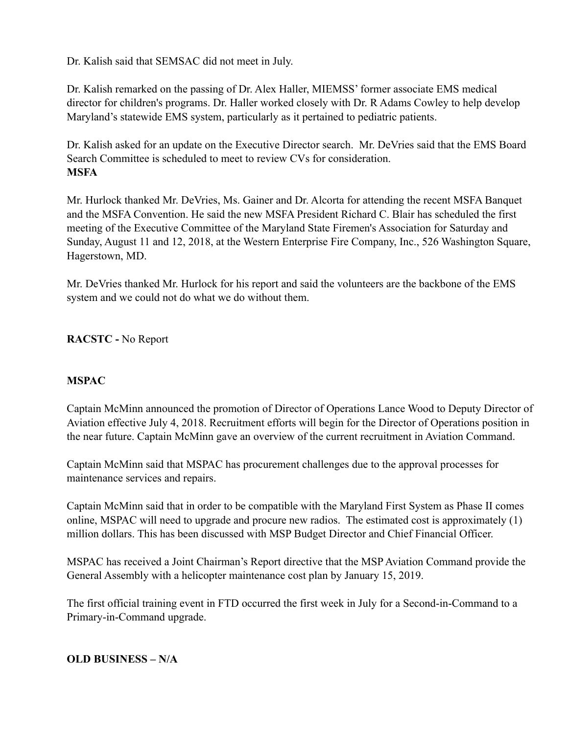Dr. Kalish said that SEMSAC did not meet in July.

Dr. Kalish remarked on the passing of Dr. Alex Haller, MIEMSS' former associate EMS medical director for children's programs. Dr. Haller worked closely with Dr. R Adams Cowley to help develop Maryland's statewide EMS system, particularly as it pertained to pediatric patients.

Dr. Kalish asked for an update on the Executive Director search. Mr. DeVries said that the EMS Board Search Committee is scheduled to meet to review CVs for consideration.

**MSFA**

Mr. Hurlock thanked Mr. DeVries, Ms. Gainer and Dr. Alcorta for attending the recent MSFA Banquet and the MSFA Convention. He said the new MSFA President Richard C. Blair has scheduled the first meeting of the Executive Committee of the Maryland State Firemen's Association for Saturday and Sunday, August 11 and 12, 2018, at the Western Enterprise Fire Company, Inc., 526 Washington Square, Hagerstown, MD.

Mr. DeVries thanked Mr. Hurlock for his report and said the volunteers are the backbone of the EMS system and we could not do what we do without them.

**RACSTC -** No Report

**MSPAC**

Captain McMinn announced the promotion of Director of Operations Lance Wood to Deputy Director of Aviation effective July 4, 2018. Recruitment efforts will begin for the Director of Operations position in the near future. Captain McMinn gave an overview of the current recruitment in Aviation Command.

Captain McMinn said that MSPAC has procurement challenges due to the approval processes for maintenance services and repairs.

Captain McMinn said that in order to be compatible with the Maryland First System as Phase II comes online, MSPAC will need to upgrade and procure new radios. The estimated cost is approximately (1) million dollars. This has been discussed with MSP Budget Director and Chief Financial Officer.

MSPAC has received a Joint Chairman's Report directive that the MSP Aviation Command provide the General Assembly with a helicopter maintenance cost plan by January 15, 2019.

The first official training event in FTD occurred the first week in July for a Second-in-Command to a Primary-in-Command upgrade.

**OLD BUSINESS – N/A**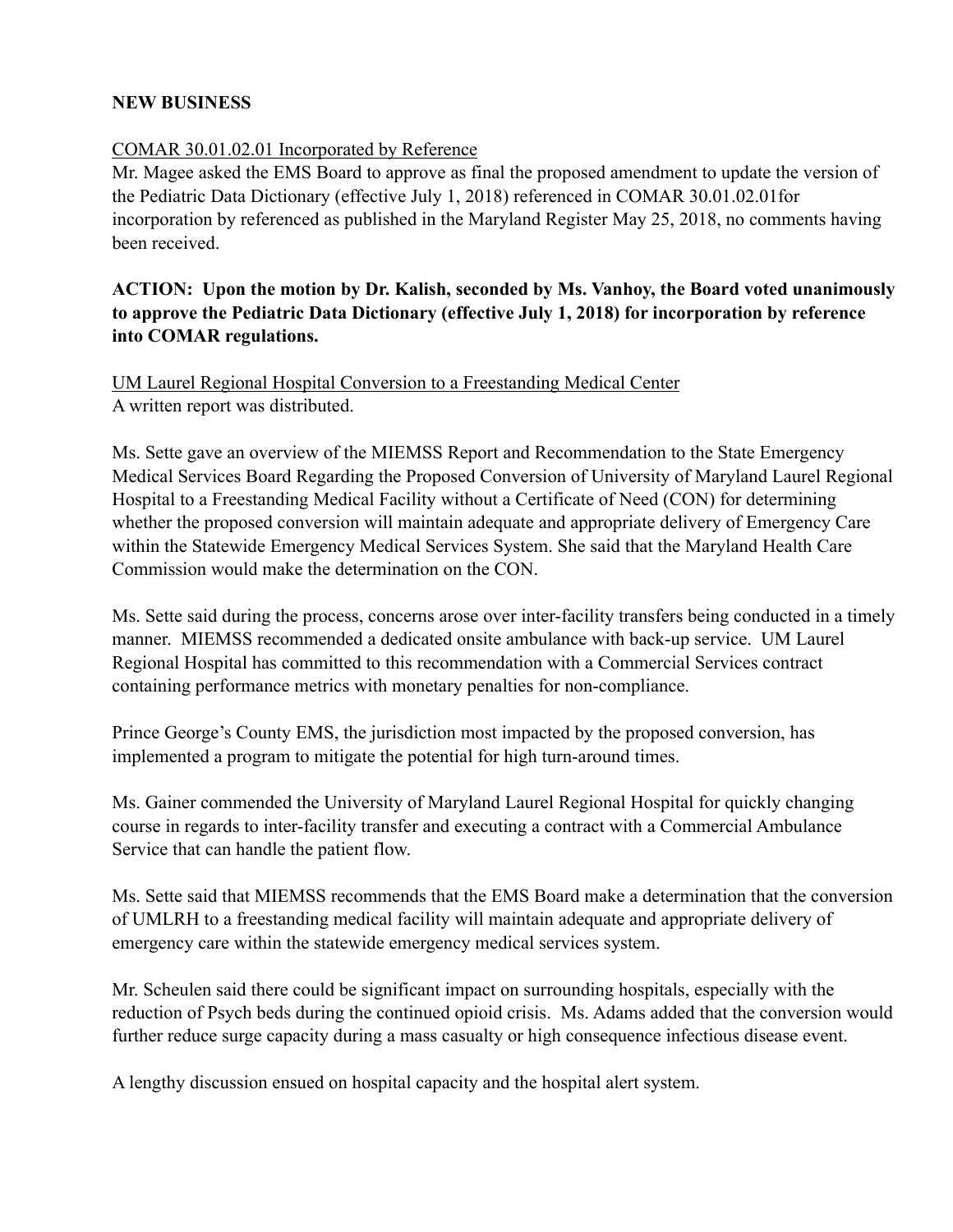**NEW BUSINESS**

COMAR 30.01.02.01 Incorporated by Reference

Mr. Magee asked the EMS Board to approve as final the proposed amendment to update the version of the Pediatric Data Dictionary (effective July 1, 2018) referenced in COMAR 30.01.02.01for incorporation by referenced as published in the Maryland Register May 25, 2018, no comments having been received.

**ACTION: Upon the motion by Dr. Kalish, seconded by Ms. Vanhoy, the Board voted unanimously to approve the Pediatric Data Dictionary (effective July 1, 2018) for incorporation by reference into COMAR regulations.**

UM Laurel Regional Hospital Conversion to a Freestanding Medical Center

A written report was distributed.

Ms. Sette gave an overview of the MIEMSS Report and Recommendation to the State Emergency Medical Services Board Regarding the Proposed Conversion of University of Maryland Laurel Regional Hospital to a Freestanding Medical Facility without a Certificate of Need (CON) for determining whether the proposed conversion will maintain adequate and appropriate delivery of Emergency Care within the Statewide Emergency Medical Services System. She said that the Maryland Health Care Commission would make the determination on the CON.

Ms. Sette said during the process, concerns arose over inter-facility transfers being conducted in a timely manner. MIEMSS recommended a dedicated onsite ambulance with back-up service. UM Laurel Regional Hospital has committed to this recommendation with a Commercial Services contract containing performance metrics with monetary penalties for non-compliance.

Prince George's County EMS, the jurisdiction most impacted by the proposed conversion, has implemented a program to mitigate the potential for high turn-around times.

Ms. Gainer commended the University of Maryland Laurel Regional Hospital for quickly changing course in regards to inter-facility transfer and executing a contract with a Commercial Ambulance Service that can handle the patient flow.

Ms. Sette said that MIEMSS recommends that the EMS Board make a determination that the conversion of UMLRH to a freestanding medical facility will maintain adequate and appropriate delivery of emergency care within the statewide emergency medical services system.

Mr. Scheulen said there could be significant impact on surrounding hospitals, especially with the reduction of Psych beds during the continued opioid crisis. Ms. Adams added that the conversion would further reduce surge capacity during a mass casualty or high consequence infectious disease event.

A lengthy discussion ensued on hospital capacity and the hospital alert system.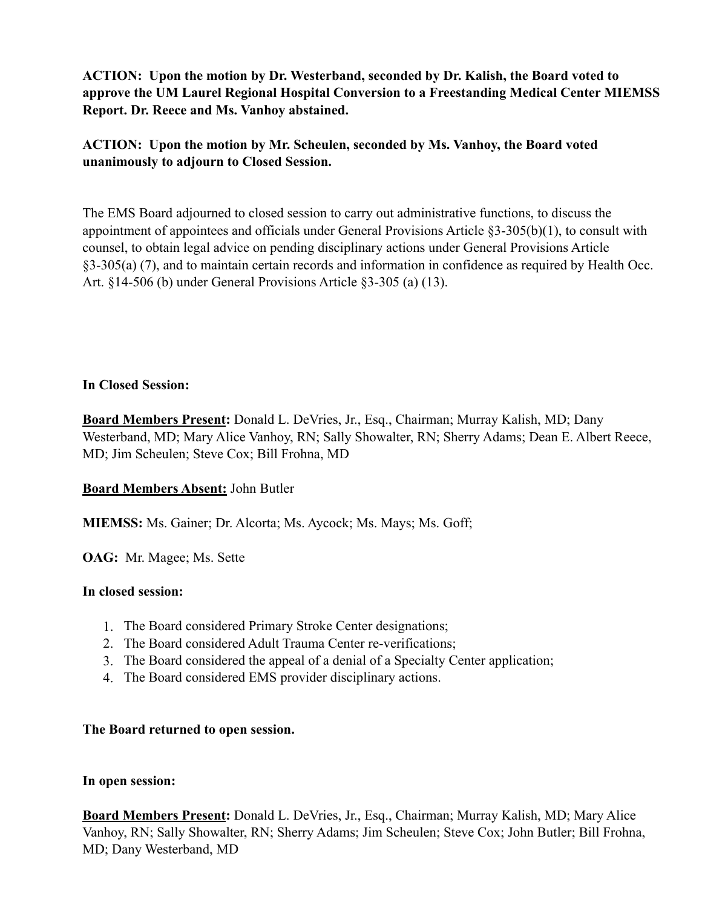**ACTION: Upon the motion by Dr. Westerband, seconded by Dr. Kalish, the Board voted to approve the UM Laurel Regional Hospital Conversion to a Freestanding Medical Center MIEMSS Report. Dr. Reece and Ms. Vanhoy abstained.**

**ACTION: Upon the motion by Mr. Scheulen, seconded by Ms. Vanhoy, the Board voted unanimously to adjourn to Closed Session.**

The EMS Board adjourned to closed session to carry out administrative functions, to discuss the appointment of appointees and officials under General Provisions Article §3-305(b)(1), to consult with counsel, to obtain legal advice on pending disciplinary actions under General Provisions Article §3-305(a) (7), and to maintain certain records and information in confidence as required by Health Occ. Art. §14-506 (b) under General Provisions Article §3-305 (a) (13).

**In Closed Session:**

**Board Members Present:** Donald L. DeVries, Jr., Esq., Chairman; Murray Kalish, MD; Dany Westerband, MD; Mary Alice Vanhoy, RN; Sally Showalter, RN; Sherry Adams; Dean E. Albert Reece, MD; Jim Scheulen; Steve Cox; Bill Frohna, MD

**Board Members Absent:** John Butler

**MIEMSS:** Ms. Gainer; Dr. Alcorta; Ms. Aycock; Ms. Mays; Ms. Goff;

**OAG:** Mr. Magee; Ms. Sette

**In closed session:**

1. The Board considered Primary Stroke Center designations;
2. The Board considered Adult Trauma Center re-verifications;
3. The Board considered the appeal of a denial of a Specialty Center application;
4. The Board considered EMS provider disciplinary actions.

**The Board returned to open session.**

**In open session:**

**Board Members Present:** Donald L. DeVries, Jr., Esq., Chairman; Murray Kalish, MD; Mary Alice Vanhoy, RN; Sally Showalter, RN; Sherry Adams; Jim Scheulen; Steve Cox; John Butler; Bill Frohna, MD; Dany Westerband, MD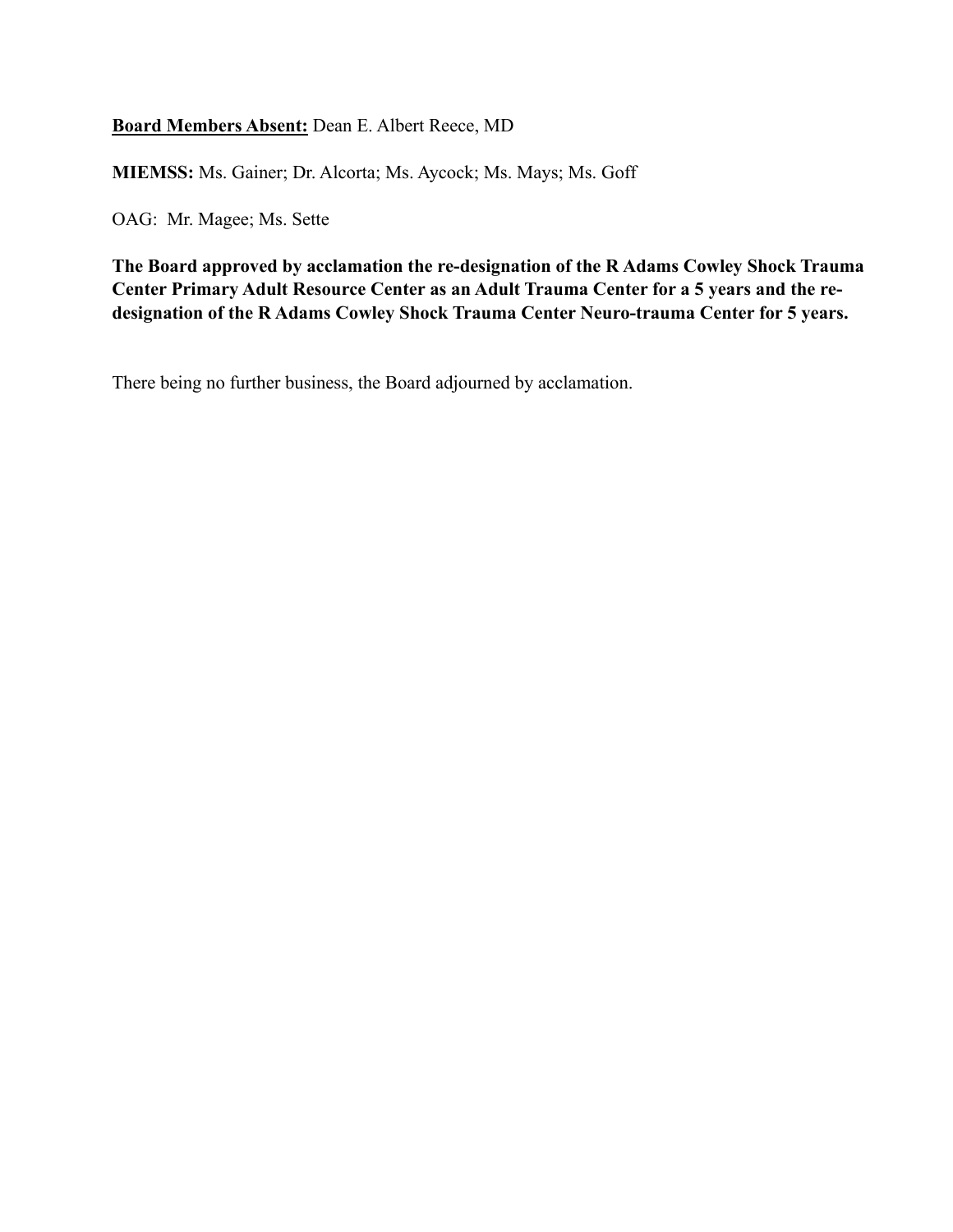**Board Members Absent:** Dean E. Albert Reece, MD

**MIEMSS:** Ms. Gainer; Dr. Alcorta; Ms. Aycock; Ms. Mays; Ms. Goff

OAG: Mr. Magee; Ms. Sette

**The Board approved by acclamation the re-designation of the R Adams Cowley Shock Trauma Center Primary Adult Resource Center as an Adult Trauma Center for a 5 years and the re-designation of the R Adams Cowley Shock Trauma Center Neuro-trauma Center for 5 years.**

There being no further business, the Board adjourned by acclamation.